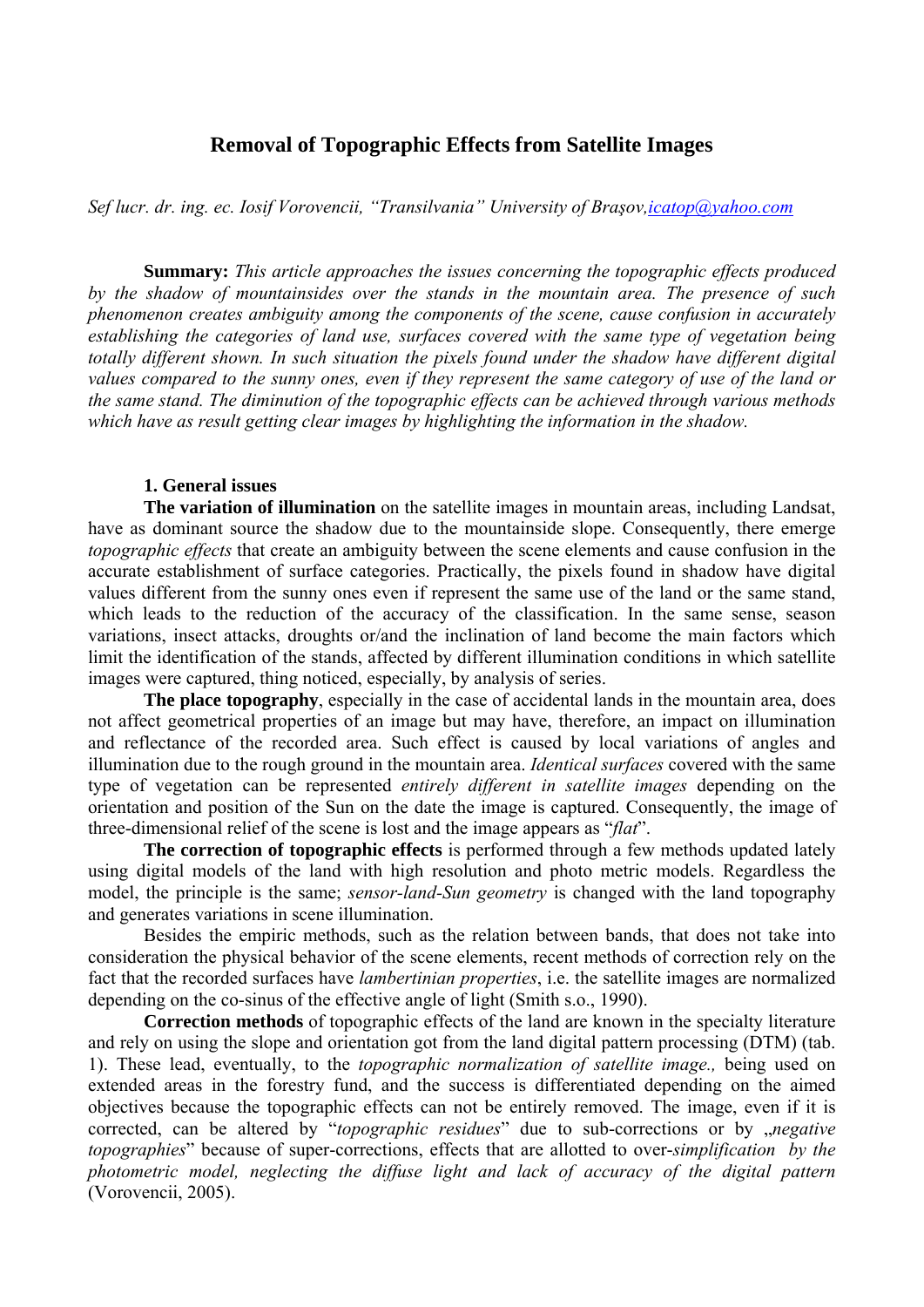# Removal of Topographic Effects from Satellite Images

*Sef lucr. dr. ing. ec. Iosif Vorovencii, "Transilvania" University of Braşov,icatop@yahoo.com*

**Summary:** *This article approaches the issues concerning the topographic effects produced by the shadow of mountainsides over the stands in the mountain area. The presence of such phenomenon creates ambiguity among the components of the scene, cause confusion in accurately establishing the categories of land use, surfaces covered with the same type of vegetation being totally different shown. In such situation the pixels found under the shadow have different digital values compared to the sunny ones, even if they represent the same category of use of the land or the same stand. The diminution of the topographic effects can be achieved through various methods which have as result getting clear images by highlighting the information in the shadow.*

## 1. General issues

**The variation of illumination** on the satellite images in mountain areas, including Landsat, have as dominant source the shadow due to the mountainside slope. Consequently, there emerge *topographic effects* that create an ambiguity between the scene elements and cause confusion in the accurate establishment of surface categories. Practically, the pixels found in shadow have digital values different from the sunny ones even if represent the same use of the land or the same stand, which leads to the reduction of the accuracy of the classification. In the same sense, season variations, insect attacks, droughts or/and the inclination of land become the main factors which limit the identification of the stands, affected by different illumination conditions in which satellite images were captured, thing noticed, especially, by analysis of series.

**The place topography**, especially in the case of accidental lands in the mountain area, does not affect geometrical properties of an image but may have, therefore, an impact on illumination and reflectance of the recorded area. Such effect is caused by local variations of angles and illumination due to the rough ground in the mountain area. *Identical surfaces* covered with the same type of vegetation can be represented *entirely different in satellite images* depending on the orientation and position of the Sun on the date the image is captured. Consequently, the image of three-dimensional relief of the scene is lost and the image appears as "*flat*".

**The correction of topographic effects** is performed through a few methods updated lately using digital models of the land with high resolution and photo metric models. Regardless the model, the principle is the same; *sensor-land-Sun geometry* is changed with the land topography and generates variations in scene illumination.

Besides the empiric methods, such as the relation between bands, that does not take into consideration the physical behavior of the scene elements, recent methods of correction rely on the fact that the recorded surfaces have *lambertinian properties*, i.e. the satellite images are normalized depending on the co-sinus of the effective angle of light (Smith s.o., 1990).

**Correction methods** of topographic effects of the land are known in the specialty literature and rely on using the slope and orientation got from the land digital pattern processing (DTM) (tab. 1). These lead, eventually, to the *topographic normalization of satellite image.,* being used on extended areas in the forestry fund, and the success is differentiated depending on the aimed objectives because the topographic effects can not be entirely removed. The image, even if it is corrected, can be altered by "*topographic residues*" due to sub-corrections or by „*negative topographies*" because of super-corrections, effects that are allotted to over-*simplification by the photometric model, neglecting the diffuse light and lack of accuracy of the digital pattern* (Vorovencii, 2005).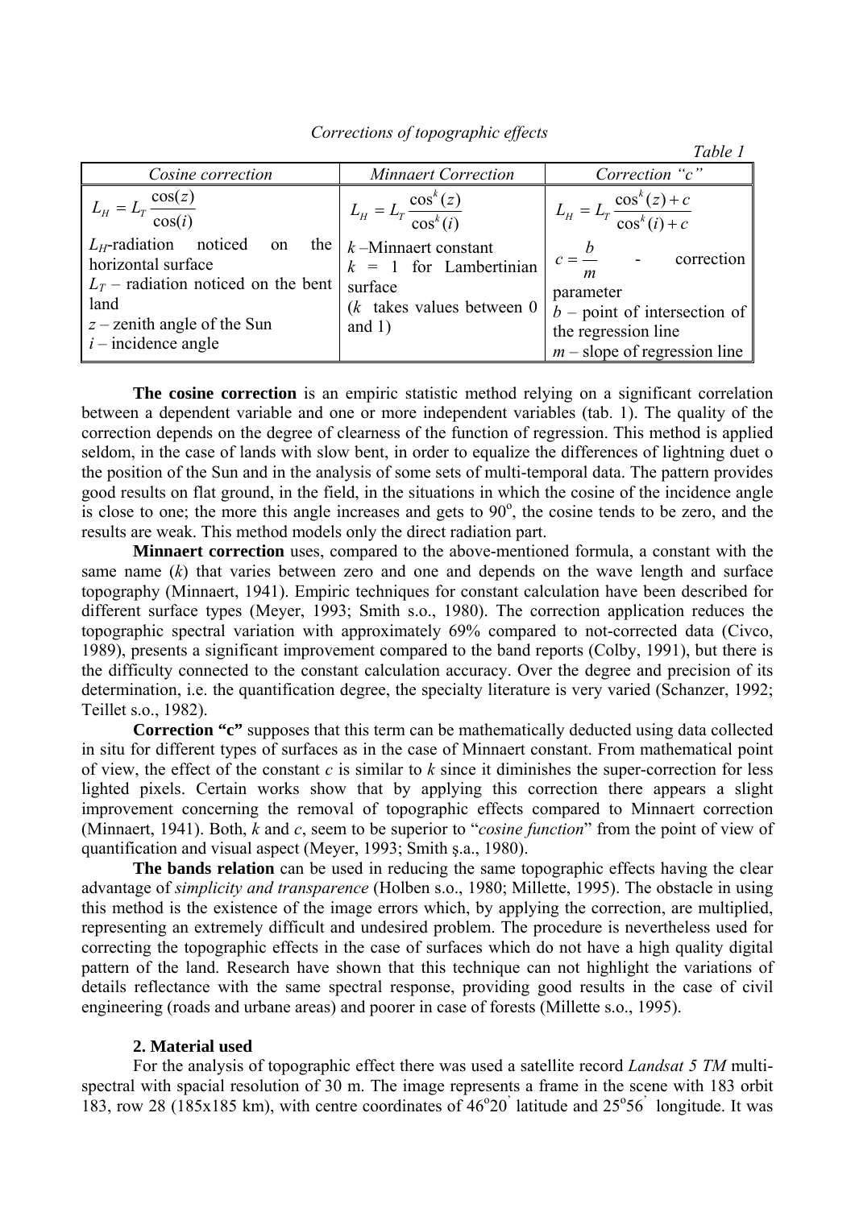*Corrections of topographic effects*

*Table 1*

| *Cosine correction* | *Minnaert Correction* | *Correction "c"* |
|---|---|---|
| $L_H = L_T \dfrac{\cos(z)}{\cos(i)}$ <br> $L_H$-radiation noticed on the horizontal surface <br> $L_T$ – radiation noticed on the bent land <br> $z$ – zenith angle of the Sun <br> $i$ – incidence angle | $L_H = L_T \dfrac{\cos^k(z)}{\cos^k(i)}$ <br> $k$ –Minnaert constant <br> $k$ = 1 for Lambertinian surface <br> ($k$ takes values between 0 and 1) | $L_H = L_T \dfrac{\cos^k(z) + c}{\cos^k(i) + c}$ <br> $c = \dfrac{b}{m}$ - correction parameter <br> $b$ – point of intersection of the regression line <br> $m$ – slope of regression line |

**The cosine correction** is an empiric statistic method relying on a significant correlation between a dependent variable and one or more independent variables (tab. 1). The quality of the correction depends on the degree of clearness of the function of regression. This method is applied seldom, in the case of lands with slow bent, in order to equalize the differences of lightning duet o the position of the Sun and in the analysis of some sets of multi-temporal data. The pattern provides good results on flat ground, in the field, in the situations in which the cosine of the incidence angle is close to one; the more this angle increases and gets to 90$^{o}$, the cosine tends to be zero, and the results are weak. This method models only the direct radiation part.

**Minnaert correction** uses, compared to the above-mentioned formula, a constant with the same name ($k$) that varies between zero and one and depends on the wave length and surface topography (Minnaert, 1941). Empiric techniques for constant calculation have been described for different surface types (Meyer, 1993; Smith s.o., 1980). The correction application reduces the topographic spectral variation with approximately 69% compared to not-corrected data (Civco, 1989), presents a significant improvement compared to the band reports (Colby, 1991), but there is the difficulty connected to the constant calculation accuracy. Over the degree and precision of its determination, i.e. the quantification degree, the specialty literature is very varied (Schanzer, 1992; Teillet s.o., 1982).

**Correction "c"** supposes that this term can be mathematically deducted using data collected in situ for different types of surfaces as in the case of Minnaert constant. From mathematical point of view, the effect of the constant $c$ is similar to $k$ since it diminishes the super-correction for less lighted pixels. Certain works show that by applying this correction there appears a slight improvement concerning the removal of topographic effects compared to Minnaert correction (Minnaert, 1941). Both, $k$ and $c$, seem to be superior to "*cosine function*" from the point of view of quantification and visual aspect (Meyer, 1993; Smith ş.a., 1980).

**The bands relation** can be used in reducing the same topographic effects having the clear advantage of *simplicity and transparence* (Holben s.o., 1980; Millette, 1995). The obstacle in using this method is the existence of the image errors which, by applying the correction, are multiplied, representing an extremely difficult and undesired problem. The procedure is nevertheless used for correcting the topographic effects in the case of surfaces which do not have a high quality digital pattern of the land. Research have shown that this technique can not highlight the variations of details reflectance with the same spectral response, providing good results in the case of civil engineering (roads and urbane areas) and poorer in case of forests (Millette s.o., 1995).

### 2. Material used

For the analysis of topographic effect there was used a satellite record *Landsat 5 TM* multi-spectral with spacial resolution of 30 m. The image represents a frame in the scene with 183 orbit 183, row 28 (185x185 km), with centre coordinates of 46$^{o}$20' latitude and 25$^{o}$56' longitude. It was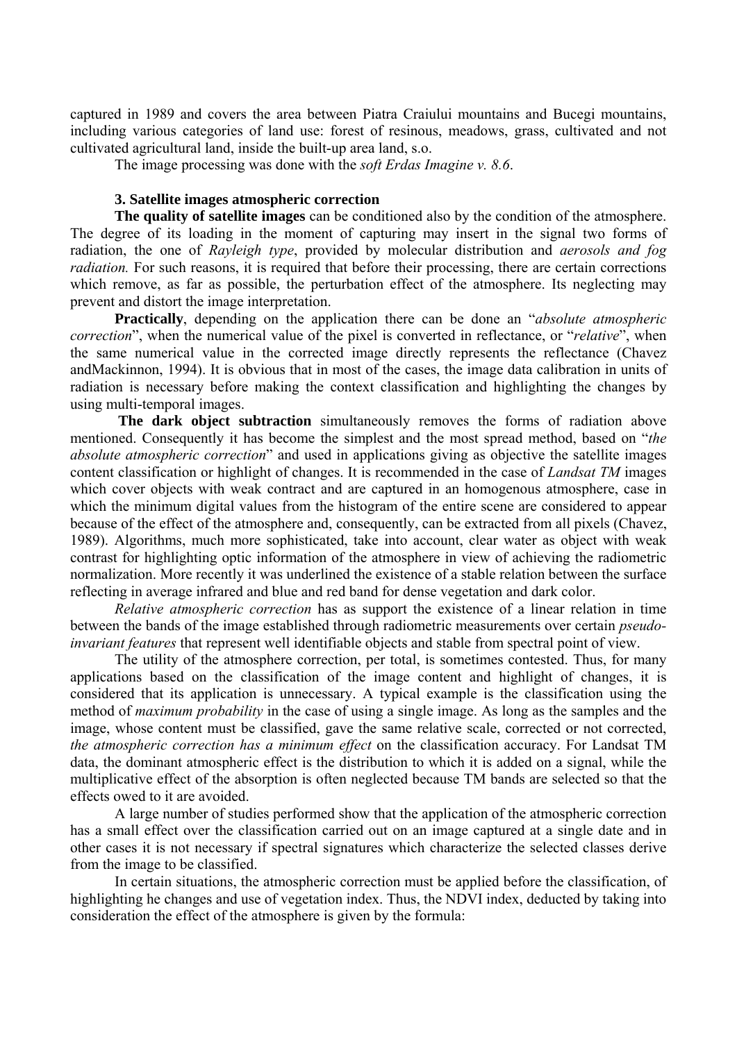captured in 1989 and covers the area between Piatra Craiului mountains and Bucegi mountains, including various categories of land use: forest of resinous, meadows, grass, cultivated and not cultivated agricultural land, inside the built-up area land, s.o.

The image processing was done with the *soft Erdas Imagine v. 8.6*.

### 3. Satellite images atmospheric correction

**The quality of satellite images** can be conditioned also by the condition of the atmosphere. The degree of its loading in the moment of capturing may insert in the signal two forms of radiation, the one of *Rayleigh type*, provided by molecular distribution and *aerosols and fog radiation.* For such reasons, it is required that before their processing, there are certain corrections which remove, as far as possible, the perturbation effect of the atmosphere. Its neglecting may prevent and distort the image interpretation.

**Practically**, depending on the application there can be done an "*absolute atmospheric correction*", when the numerical value of the pixel is converted in reflectance, or "*relative*", when the same numerical value in the corrected image directly represents the reflectance (Chavez andMackinnon, 1994). It is obvious that in most of the cases, the image data calibration in units of radiation is necessary before making the context classification and highlighting the changes by using multi-temporal images.

**The dark object subtraction** simultaneously removes the forms of radiation above mentioned. Consequently it has become the simplest and the most spread method, based on "*the absolute atmospheric correction*" and used in applications giving as objective the satellite images content classification or highlight of changes. It is recommended in the case of *Landsat TM* images which cover objects with weak contract and are captured in an homogenous atmosphere, case in which the minimum digital values from the histogram of the entire scene are considered to appear because of the effect of the atmosphere and, consequently, can be extracted from all pixels (Chavez, 1989). Algorithms, much more sophisticated, take into account, clear water as object with weak contrast for highlighting optic information of the atmosphere in view of achieving the radiometric normalization. More recently it was underlined the existence of a stable relation between the surface reflecting in average infrared and blue and red band for dense vegetation and dark color.

*Relative atmospheric correction* has as support the existence of a linear relation in time between the bands of the image established through radiometric measurements over certain *pseudo-invariant features* that represent well identifiable objects and stable from spectral point of view.

The utility of the atmosphere correction, per total, is sometimes contested. Thus, for many applications based on the classification of the image content and highlight of changes, it is considered that its application is unnecessary. A typical example is the classification using the method of *maximum probability* in the case of using a single image. As long as the samples and the image, whose content must be classified, gave the same relative scale, corrected or not corrected, *the atmospheric correction has a minimum effect* on the classification accuracy. For Landsat TM data, the dominant atmospheric effect is the distribution to which it is added on a signal, while the multiplicative effect of the absorption is often neglected because TM bands are selected so that the effects owed to it are avoided.

A large number of studies performed show that the application of the atmospheric correction has a small effect over the classification carried out on an image captured at a single date and in other cases it is not necessary if spectral signatures which characterize the selected classes derive from the image to be classified.

In certain situations, the atmospheric correction must be applied before the classification, of highlighting he changes and use of vegetation index. Thus, the NDVI index, deducted by taking into consideration the effect of the atmosphere is given by the formula: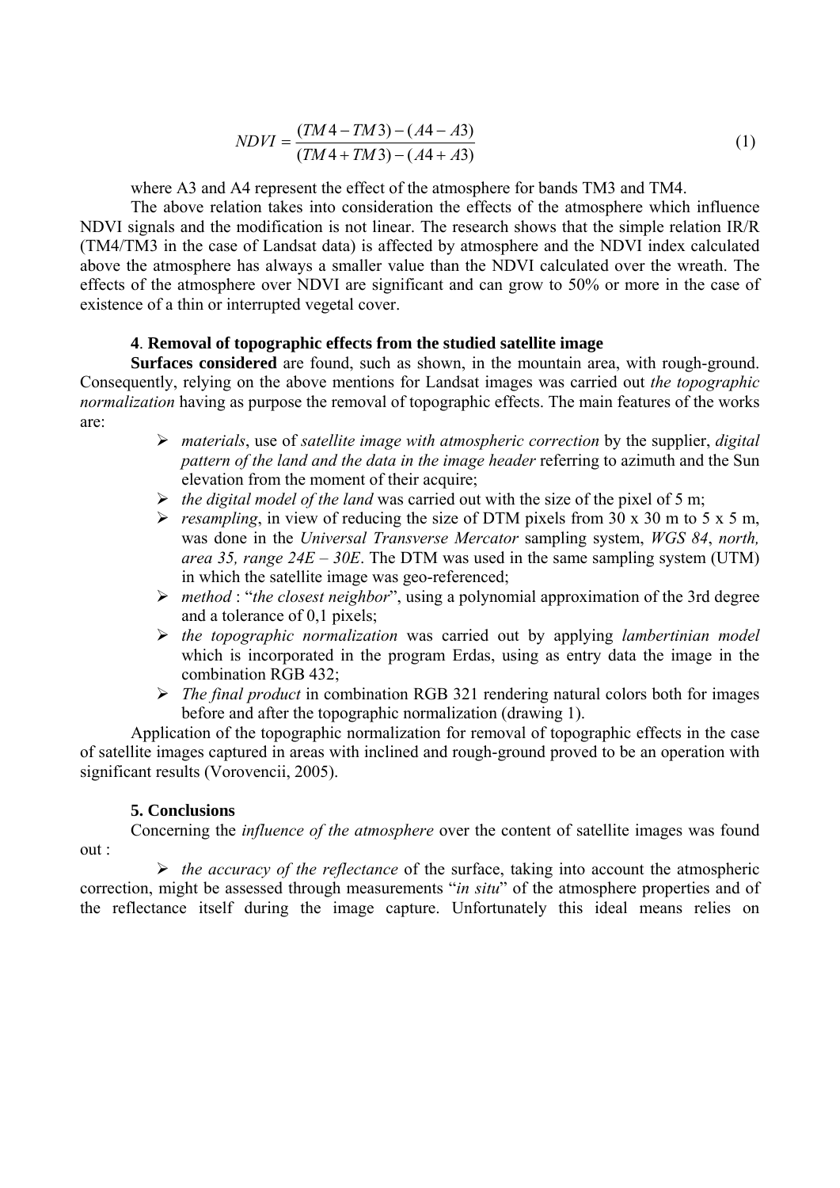$$NDVI = \frac{(TM4 - TM3) - (A4 - A3)}{(TM4 + TM3) - (A4 + A3)} \tag{1}$$

where A3 and A4 represent the effect of the atmosphere for bands TM3 and TM4.

The above relation takes into consideration the effects of the atmosphere which influence NDVI signals and the modification is not linear. The research shows that the simple relation IR/R (TM4/TM3 in the case of Landsat data) is affected by atmosphere and the NDVI index calculated above the atmosphere has always a smaller value than the NDVI calculated over the wreath. The effects of the atmosphere over NDVI are significant and can grow to 50% or more in the case of existence of a thin or interrupted vegetal cover.

### 4. Removal of topographic effects from the studied satellite image

**Surfaces considered** are found, such as shown, in the mountain area, with rough-ground. Consequently, relying on the above mentions for Landsat images was carried out *the topographic normalization* having as purpose the removal of topographic effects. The main features of the works are:

- *materials*, use of *satellite image with atmospheric correction* by the supplier, *digital pattern of the land and the data in the image header* referring to azimuth and the Sun elevation from the moment of their acquire;
- *the digital model of the land* was carried out with the size of the pixel of 5 m;
- *resampling*, in view of reducing the size of DTM pixels from 30 x 30 m to 5 x 5 m, was done in the *Universal Transverse Mercator* sampling system, *WGS 84*, *north, area 35, range 24E – 30E*. The DTM was used in the same sampling system (UTM) in which the satellite image was geo-referenced;
- *method* : "*the closest neighbor*", using a polynomial approximation of the 3rd degree and a tolerance of 0,1 pixels;
- *the topographic normalization* was carried out by applying *lambertinian model* which is incorporated in the program Erdas, using as entry data the image in the combination RGB 432;
- *The final product* in combination RGB 321 rendering natural colors both for images before and after the topographic normalization (drawing 1).

Application of the topographic normalization for removal of topographic effects in the case of satellite images captured in areas with inclined and rough-ground proved to be an operation with significant results (Vorovencii, 2005).

### 5. Conclusions

Concerning the *influence of the atmosphere* over the content of satellite images was found out :

- *the accuracy of the reflectance* of the surface, taking into account the atmospheric correction, might be assessed through measurements "*in situ*" of the atmosphere properties and of the reflectance itself during the image capture. Unfortunately this ideal means relies on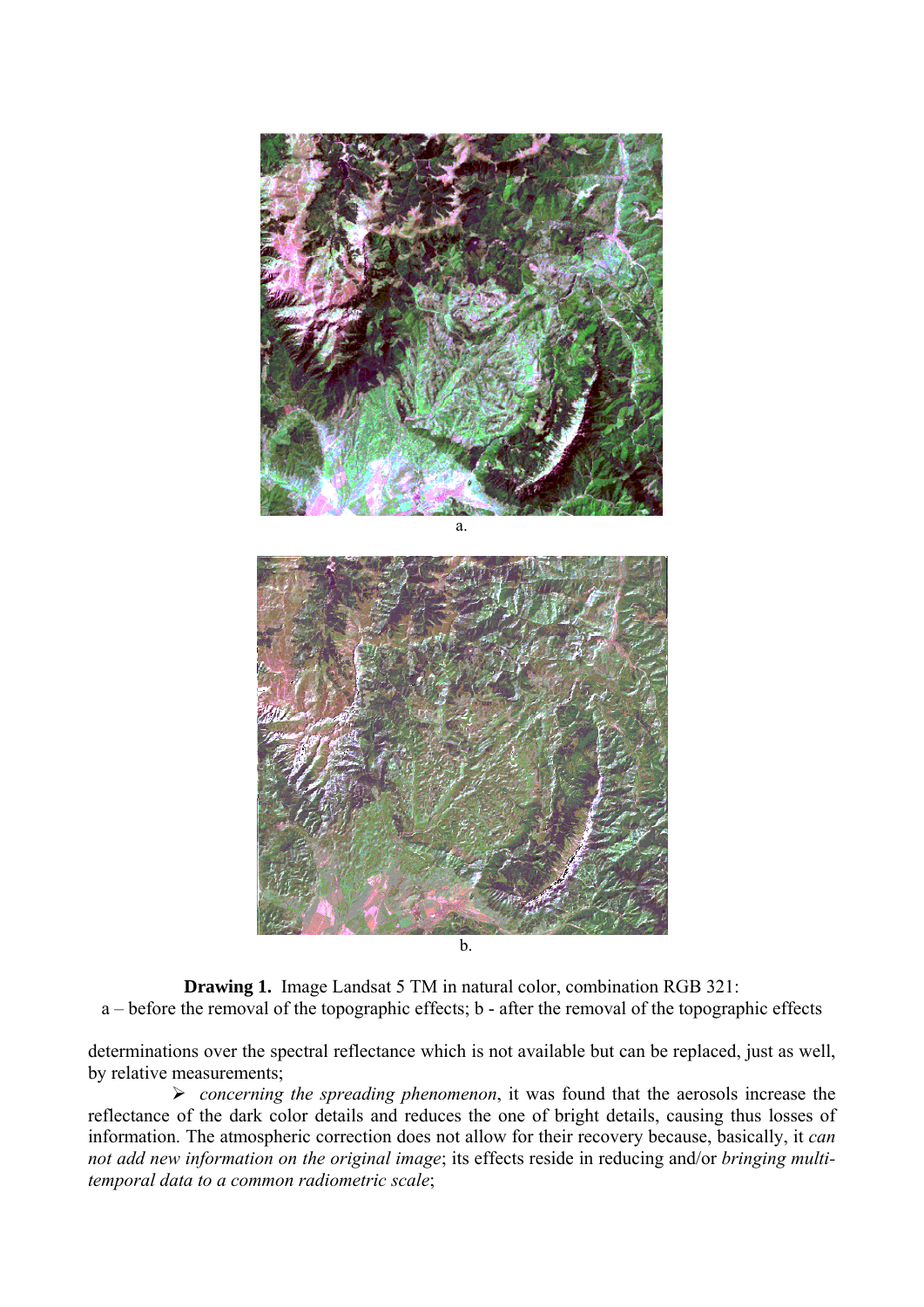a.

b.

**Drawing 1.** Image Landsat 5 TM in natural color, combination RGB 321:
a – before the removal of the topographic effects; b - after the removal of the topographic effects

determinations over the spectral reflectance which is not available but can be replaced, just as well, by relative measurements;

- *concerning the spreading phenomenon*, it was found that the aerosols increase the reflectance of the dark color details and reduces the one of bright details, causing thus losses of information. The atmospheric correction does not allow for their recovery because, basically, it *can not add new information on the original image*; its effects reside in reducing and/or *bringing multi-temporal data to a common radiometric scale*;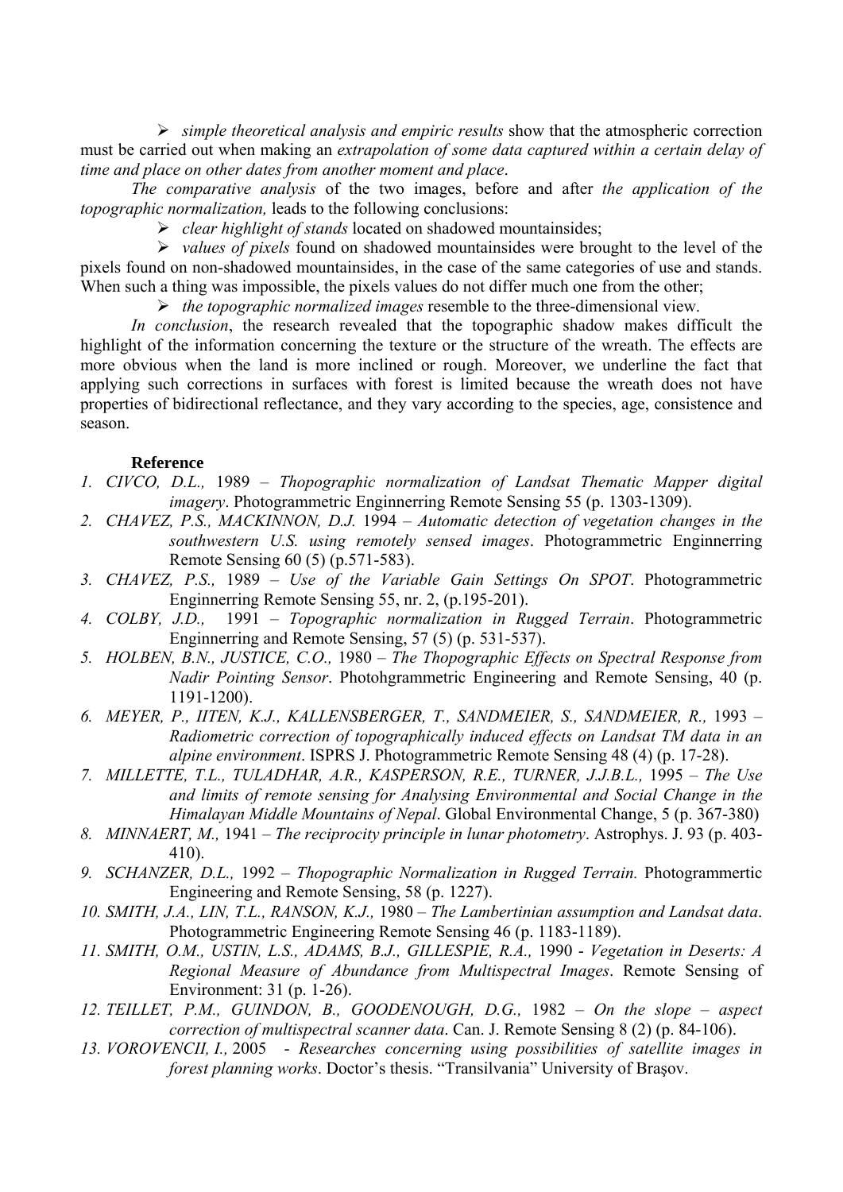- *simple theoretical analysis and empiric results* show that the atmospheric correction must be carried out when making an *extrapolation of some data captured within a certain delay of time and place on other dates from another moment and place*.

*The comparative analysis* of the two images, before and after *the application of the topographic normalization,* leads to the following conclusions:

- *clear highlight of stands* located on shadowed mountainsides;
- *values of pixels* found on shadowed mountainsides were brought to the level of the pixels found on non-shadowed mountainsides, in the case of the same categories of use and stands. When such a thing was impossible, the pixels values do not differ much one from the other;
- *the topographic normalized images* resemble to the three-dimensional view.

*In conclusion*, the research revealed that the topographic shadow makes difficult the highlight of the information concerning the texture or the structure of the wreath. The effects are more obvious when the land is more inclined or rough. Moreover, we underline the fact that applying such corrections in surfaces with forest is limited because the wreath does not have properties of bidirectional reflectance, and they vary according to the species, age, consistence and season.

**Reference**

1. *CIVCO, D.L.,* 1989 – *Thopographic normalization of Landsat Thematic Mapper digital imagery*. Photogrammetric Enginnerring Remote Sensing 55 (p. 1303-1309).
2. *CHAVEZ, P.S., MACKINNON, D.J.* 1994 – *Automatic detection of vegetation changes in the southwestern U.S. using remotely sensed images*. Photogrammetric Enginnerring Remote Sensing 60 (5) (p.571-583).
3. *CHAVEZ, P.S.,* 1989 – *Use of the Variable Gain Settings On SPOT*. Photogrammetric Enginnerring Remote Sensing 55, nr. 2, (p.195-201).
4. *COLBY, J.D.,* 1991 – *Topographic normalization in Rugged Terrain*. Photogrammetric Enginnerring and Remote Sensing, 57 (5) (p. 531-537).
5. *HOLBEN, B.N., JUSTICE, C.O.,* 1980 – *The Thopographic Effects on Spectral Response from Nadir Pointing Sensor*. Photohgrammetric Engineering and Remote Sensing, 40 (p. 1191-1200).
6. *MEYER, P., IITEN, K.J., KALLENSBERGER, T., SANDMEIER, S., SANDMEIER, R.,* 1993 – *Radiometric correction of topographically induced effects on Landsat TM data in an alpine environment*. ISPRS J. Photogrammetric Remote Sensing 48 (4) (p. 17-28).
7. *MILLETTE, T.L., TULADHAR, A.R., KASPERSON, R.E., TURNER, J.J.B.L.,* 1995 – *The Use and limits of remote sensing for Analysing Environmental and Social Change in the Himalayan Middle Mountains of Nepal*. Global Environmental Change, 5 (p. 367-380)
8. *MINNAERT, M.,* 1941 – *The reciprocity principle in lunar photometry*. Astrophys. J. 93 (p. 403-410).
9. *SCHANZER, D.L.,* 1992 – *Thopographic Normalization in Rugged Terrain.* Photogrammertic Engineering and Remote Sensing, 58 (p. 1227).
10. *SMITH, J.A., LIN, T.L., RANSON, K.J.,* 1980 – *The Lambertinian assumption and Landsat data*. Photogrammetric Engineering Remote Sensing 46 (p. 1183-1189).
11. *SMITH, O.M., USTIN, L.S., ADAMS, B.J., GILLESPIE, R.A.,* 1990 - *Vegetation in Deserts: A Regional Measure of Abundance from Multispectral Images*. Remote Sensing of Environment: 31 (p. 1-26).
12. *TEILLET, P.M., GUINDON, B., GOODENOUGH, D.G.,* 1982 – *On the slope – aspect correction of multispectral scanner data*. Can. J. Remote Sensing 8 (2) (p. 84-106).
13. *VOROVENCII, I.,* 2005 - *Researches concerning using possibilities of satellite images in forest planning works*. Doctor's thesis. "Transilvania" University of Braşov.